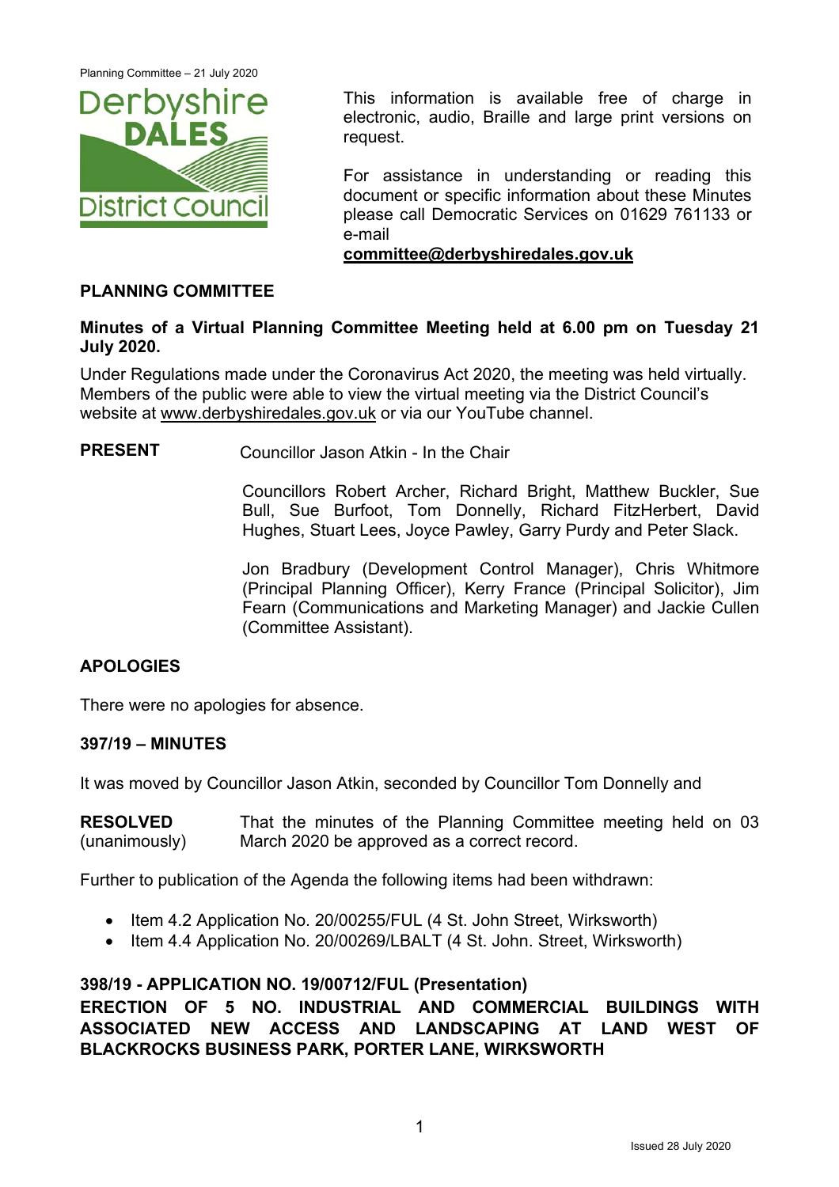This information is available free of charge in electronic, audio, Braille and large print versions on request.

For assistance in understanding or reading this document or specific information about these Minutes please call Democratic Services on 01629 761133 or e-mail **committee@derbyshiredales.gov.uk**

## PLANNING COMMITTEE

**Minutes of a Virtual Planning Committee Meeting held at 6.00 pm on Tuesday 21 July 2020.**

Under Regulations made under the Coronavirus Act 2020, the meeting was held virtually. Members of the public were able to view the virtual meeting via the District Council's website at www.derbyshiredales.gov.uk or via our YouTube channel.

**PRESENT** Councillor Jason Atkin - In the Chair

Councillors Robert Archer, Richard Bright, Matthew Buckler, Sue Bull, Sue Burfoot, Tom Donnelly, Richard FitzHerbert, David Hughes, Stuart Lees, Joyce Pawley, Garry Purdy and Peter Slack.

Jon Bradbury (Development Control Manager), Chris Whitmore (Principal Planning Officer), Kerry France (Principal Solicitor), Jim Fearn (Communications and Marketing Manager) and Jackie Cullen (Committee Assistant).

### APOLOGIES

There were no apologies for absence.

### 397/19 – MINUTES

It was moved by Councillor Jason Atkin, seconded by Councillor Tom Donnelly and

**RESOLVED** (unanimously) That the minutes of the Planning Committee meeting held on 03 March 2020 be approved as a correct record.

Further to publication of the Agenda the following items had been withdrawn:

- Item 4.2 Application No. 20/00255/FUL (4 St. John Street, Wirksworth)
- Item 4.4 Application No. 20/00269/LBALT (4 St. John. Street, Wirksworth)

### 398/19 - APPLICATION NO. 19/00712/FUL (Presentation)
### ERECTION OF 5 NO. INDUSTRIAL AND COMMERCIAL BUILDINGS WITH ASSOCIATED NEW ACCESS AND LANDSCAPING AT LAND WEST OF BLACKROCKS BUSINESS PARK, PORTER LANE, WIRKSWORTH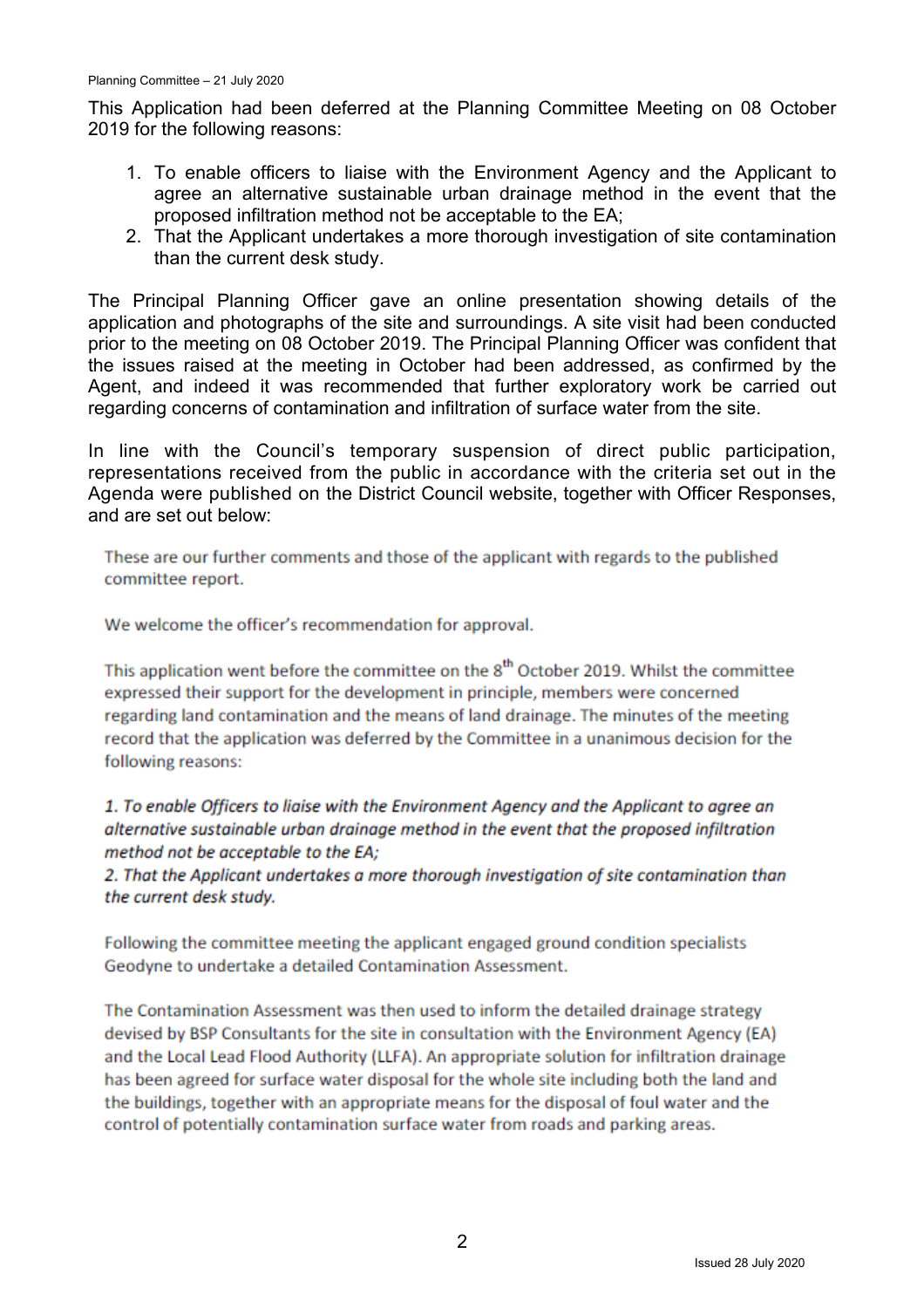This Application had been deferred at the Planning Committee Meeting on 08 October 2019 for the following reasons:

1. To enable officers to liaise with the Environment Agency and the Applicant to agree an alternative sustainable urban drainage method in the event that the proposed infiltration method not be acceptable to the EA;
2. That the Applicant undertakes a more thorough investigation of site contamination than the current desk study.

The Principal Planning Officer gave an online presentation showing details of the application and photographs of the site and surroundings. A site visit had been conducted prior to the meeting on 08 October 2019. The Principal Planning Officer was confident that the issues raised at the meeting in October had been addressed, as confirmed by the Agent, and indeed it was recommended that further exploratory work be carried out regarding concerns of contamination and infiltration of surface water from the site.

In line with the Council's temporary suspension of direct public participation, representations received from the public in accordance with the criteria set out in the Agenda were published on the District Council website, together with Officer Responses, and are set out below:

> These are our further comments and those of the applicant with regards to the published committee report.
>
> We welcome the officer's recommendation for approval.
>
> This application went before the committee on the 8th October 2019. Whilst the committee expressed their support for the development in principle, members were concerned regarding land contamination and the means of land drainage. The minutes of the meeting record that the application was deferred by the Committee in a unanimous decision for the following reasons:
>
> *1. To enable Officers to liaise with the Environment Agency and the Applicant to agree an alternative sustainable urban drainage method in the event that the proposed infiltration method not be acceptable to the EA;*
> *2. That the Applicant undertakes a more thorough investigation of site contamination than the current desk study.*
>
> Following the committee meeting the applicant engaged ground condition specialists Geodyne to undertake a detailed Contamination Assessment.
>
> The Contamination Assessment was then used to inform the detailed drainage strategy devised by BSP Consultants for the site in consultation with the Environment Agency (EA) and the Local Lead Flood Authority (LLFA). An appropriate solution for infiltration drainage has been agreed for surface water disposal for the whole site including both the land and the buildings, together with an appropriate means for the disposal of foul water and the control of potentially contamination surface water from roads and parking areas.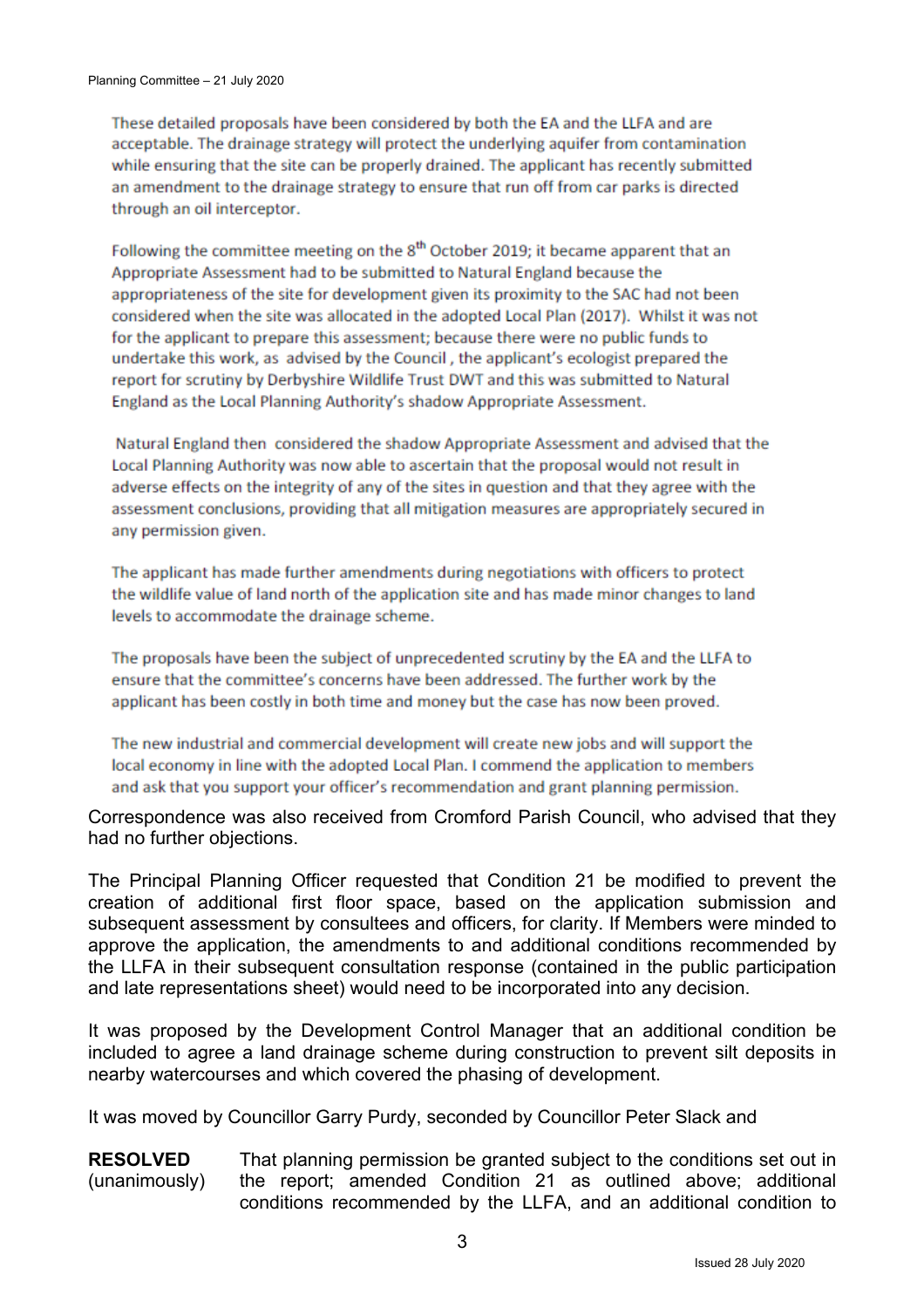These detailed proposals have been considered by both the EA and the LLFA and are acceptable. The drainage strategy will protect the underlying aquifer from contamination while ensuring that the site can be properly drained. The applicant has recently submitted an amendment to the drainage strategy to ensure that run off from car parks is directed through an oil interceptor.

Following the committee meeting on the 8th October 2019; it became apparent that an Appropriate Assessment had to be submitted to Natural England because the appropriateness of the site for development given its proximity to the SAC had not been considered when the site was allocated in the adopted Local Plan (2017). Whilst it was not for the applicant to prepare this assessment; because there were no public funds to undertake this work, as advised by the Council , the applicant's ecologist prepared the report for scrutiny by Derbyshire Wildlife Trust DWT and this was submitted to Natural England as the Local Planning Authority's shadow Appropriate Assessment.

Natural England then considered the shadow Appropriate Assessment and advised that the Local Planning Authority was now able to ascertain that the proposal would not result in adverse effects on the integrity of any of the sites in question and that they agree with the assessment conclusions, providing that all mitigation measures are appropriately secured in any permission given.

The applicant has made further amendments during negotiations with officers to protect the wildlife value of land north of the application site and has made minor changes to land levels to accommodate the drainage scheme.

The proposals have been the subject of unprecedented scrutiny by the EA and the LLFA to ensure that the committee's concerns have been addressed. The further work by the applicant has been costly in both time and money but the case has now been proved.

The new industrial and commercial development will create new jobs and will support the local economy in line with the adopted Local Plan. I commend the application to members and ask that you support your officer's recommendation and grant planning permission.

Correspondence was also received from Cromford Parish Council, who advised that they had no further objections.

The Principal Planning Officer requested that Condition 21 be modified to prevent the creation of additional first floor space, based on the application submission and subsequent assessment by consultees and officers, for clarity. If Members were minded to approve the application, the amendments to and additional conditions recommended by the LLFA in their subsequent consultation response (contained in the public participation and late representations sheet) would need to be incorporated into any decision.

It was proposed by the Development Control Manager that an additional condition be included to agree a land drainage scheme during construction to prevent silt deposits in nearby watercourses and which covered the phasing of development.

It was moved by Councillor Garry Purdy, seconded by Councillor Peter Slack and

**RESOLVED** (unanimously) That planning permission be granted subject to the conditions set out in the report; amended Condition 21 as outlined above; additional conditions recommended by the LLFA, and an additional condition to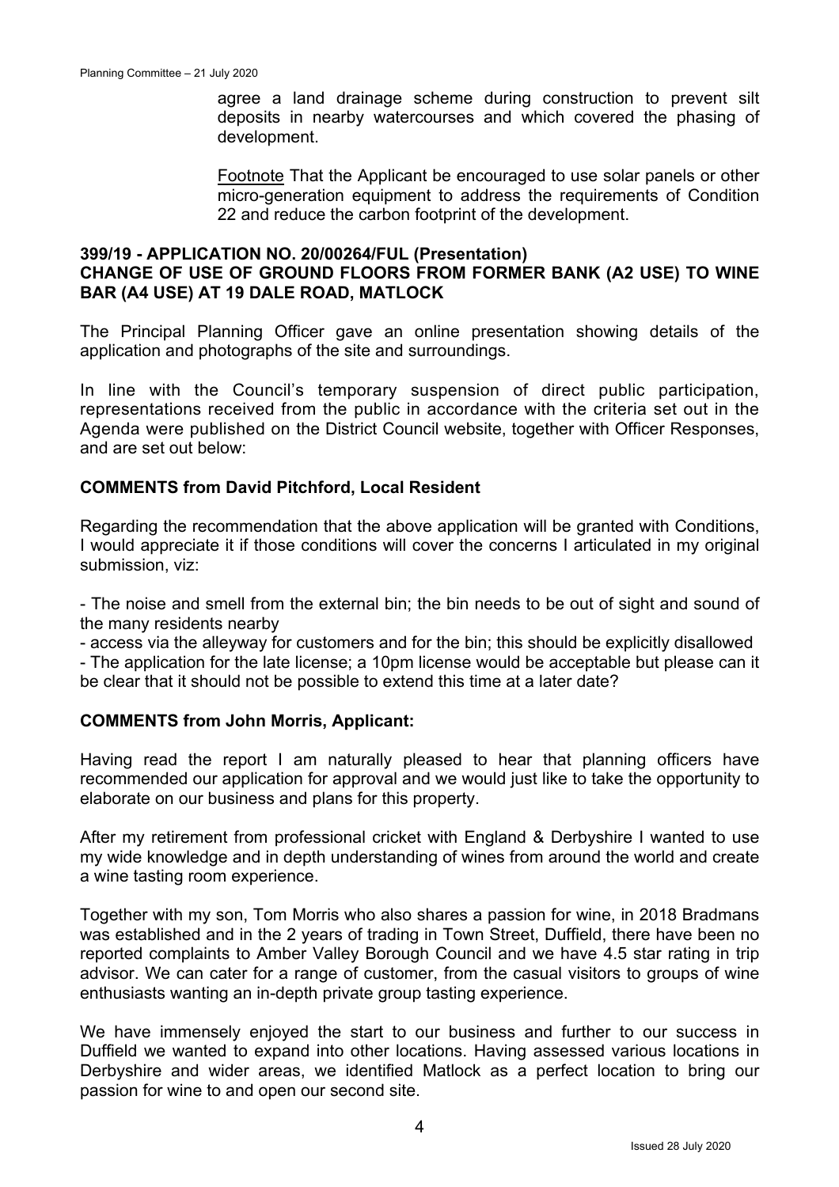agree a land drainage scheme during construction to prevent silt deposits in nearby watercourses and which covered the phasing of development.

Footnote That the Applicant be encouraged to use solar panels or other micro-generation equipment to address the requirements of Condition 22 and reduce the carbon footprint of the development.

## 399/19 - APPLICATION NO. 20/00264/FUL (Presentation)
## CHANGE OF USE OF GROUND FLOORS FROM FORMER BANK (A2 USE) TO WINE BAR (A4 USE) AT 19 DALE ROAD, MATLOCK

The Principal Planning Officer gave an online presentation showing details of the application and photographs of the site and surroundings.

In line with the Council's temporary suspension of direct public participation, representations received from the public in accordance with the criteria set out in the Agenda were published on the District Council website, together with Officer Responses, and are set out below:

**COMMENTS from David Pitchford, Local Resident**

Regarding the recommendation that the above application will be granted with Conditions, I would appreciate it if those conditions will cover the concerns I articulated in my original submission, viz:

- The noise and smell from the external bin; the bin needs to be out of sight and sound of the many residents nearby
- access via the alleyway for customers and for the bin; this should be explicitly disallowed
- The application for the late license; a 10pm license would be acceptable but please can it be clear that it should not be possible to extend this time at a later date?

**COMMENTS from John Morris, Applicant:**

Having read the report I am naturally pleased to hear that planning officers have recommended our application for approval and we would just like to take the opportunity to elaborate on our business and plans for this property.

After my retirement from professional cricket with England & Derbyshire I wanted to use my wide knowledge and in depth understanding of wines from around the world and create a wine tasting room experience.

Together with my son, Tom Morris who also shares a passion for wine, in 2018 Bradmans was established and in the 2 years of trading in Town Street, Duffield, there have been no reported complaints to Amber Valley Borough Council and we have 4.5 star rating in trip advisor. We can cater for a range of customer, from the casual visitors to groups of wine enthusiasts wanting an in-depth private group tasting experience.

We have immensely enjoyed the start to our business and further to our success in Duffield we wanted to expand into other locations. Having assessed various locations in Derbyshire and wider areas, we identified Matlock as a perfect location to bring our passion for wine to and open our second site.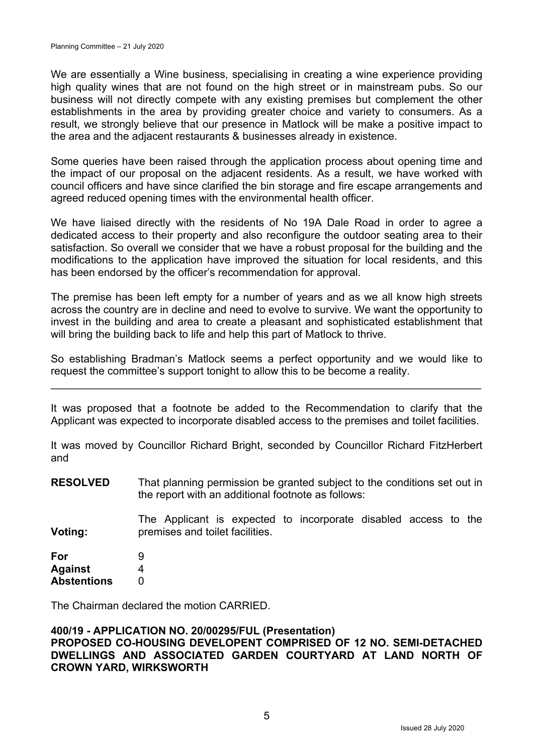We are essentially a Wine business, specialising in creating a wine experience providing high quality wines that are not found on the high street or in mainstream pubs. So our business will not directly compete with any existing premises but complement the other establishments in the area by providing greater choice and variety to consumers. As a result, we strongly believe that our presence in Matlock will be make a positive impact to the area and the adjacent restaurants & businesses already in existence.

Some queries have been raised through the application process about opening time and the impact of our proposal on the adjacent residents. As a result, we have worked with council officers and have since clarified the bin storage and fire escape arrangements and agreed reduced opening times with the environmental health officer.

We have liaised directly with the residents of No 19A Dale Road in order to agree a dedicated access to their property and also reconfigure the outdoor seating area to their satisfaction. So overall we consider that we have a robust proposal for the building and the modifications to the application have improved the situation for local residents, and this has been endorsed by the officer's recommendation for approval.

The premise has been left empty for a number of years and as we all know high streets across the country are in decline and need to evolve to survive. We want the opportunity to invest in the building and area to create a pleasant and sophisticated establishment that will bring the building back to life and help this part of Matlock to thrive.

So establishing Bradman's Matlock seems a perfect opportunity and we would like to request the committee's support tonight to allow this to be become a reality.

---

It was proposed that a footnote be added to the Recommendation to clarify that the Applicant was expected to incorporate disabled access to the premises and toilet facilities.

It was moved by Councillor Richard Bright, seconded by Councillor Richard FitzHerbert and

**RESOLVED** That planning permission be granted subject to the conditions set out in the report with an additional footnote as follows:

The Applicant is expected to incorporate disabled access to the premises and toilet facilities.

**Voting:**

| | |
|---|---|
| **For** | 9 |
| **Against** | 4 |
| **Abstentions** | 0 |

The Chairman declared the motion CARRIED.

**400/19 - APPLICATION NO. 20/00295/FUL (Presentation)**
**PROPOSED CO-HOUSING DEVELOPENT COMPRISED OF 12 NO. SEMI-DETACHED DWELLINGS AND ASSOCIATED GARDEN COURTYARD AT LAND NORTH OF CROWN YARD, WIRKSWORTH**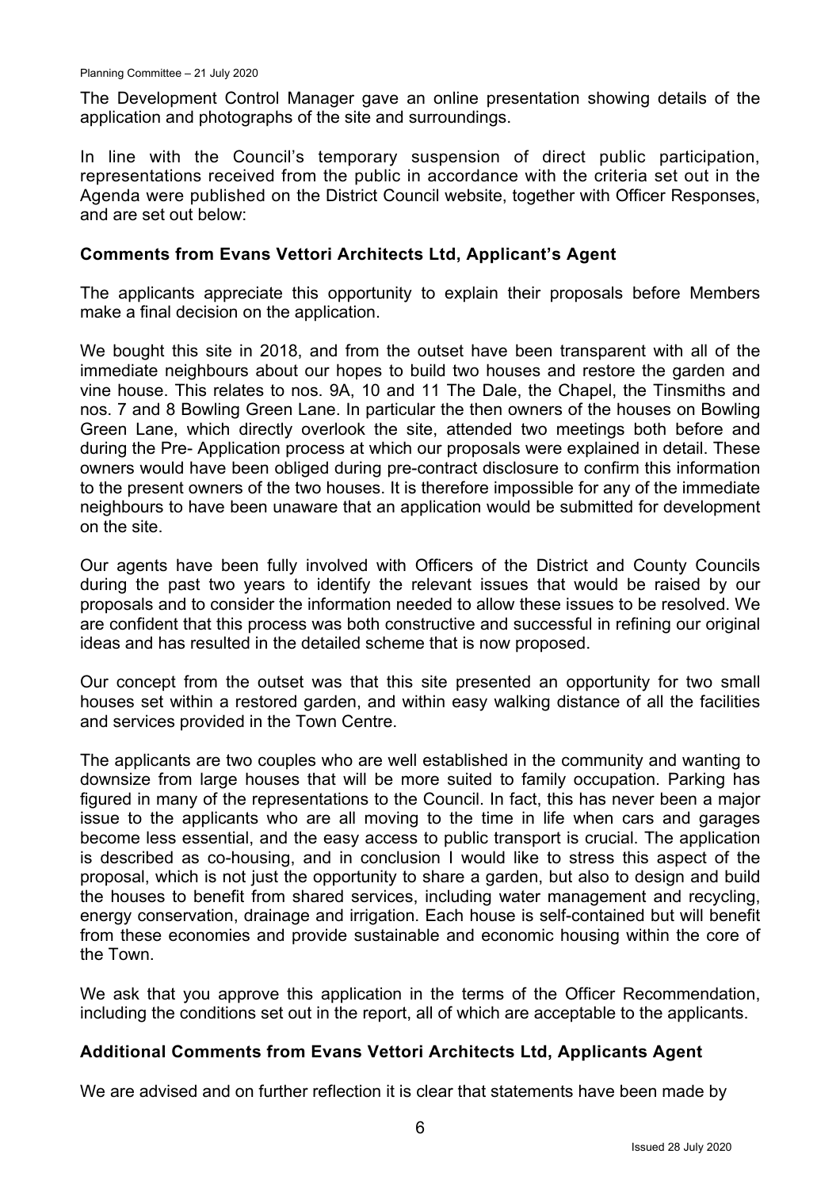The Development Control Manager gave an online presentation showing details of the application and photographs of the site and surroundings.

In line with the Council's temporary suspension of direct public participation, representations received from the public in accordance with the criteria set out in the Agenda were published on the District Council website, together with Officer Responses, and are set out below:

### Comments from Evans Vettori Architects Ltd, Applicant's Agent

The applicants appreciate this opportunity to explain their proposals before Members make a final decision on the application.

We bought this site in 2018, and from the outset have been transparent with all of the immediate neighbours about our hopes to build two houses and restore the garden and vine house. This relates to nos. 9A, 10 and 11 The Dale, the Chapel, the Tinsmiths and nos. 7 and 8 Bowling Green Lane. In particular the then owners of the houses on Bowling Green Lane, which directly overlook the site, attended two meetings both before and during the Pre- Application process at which our proposals were explained in detail. These owners would have been obliged during pre-contract disclosure to confirm this information to the present owners of the two houses. It is therefore impossible for any of the immediate neighbours to have been unaware that an application would be submitted for development on the site.

Our agents have been fully involved with Officers of the District and County Councils during the past two years to identify the relevant issues that would be raised by our proposals and to consider the information needed to allow these issues to be resolved. We are confident that this process was both constructive and successful in refining our original ideas and has resulted in the detailed scheme that is now proposed.

Our concept from the outset was that this site presented an opportunity for two small houses set within a restored garden, and within easy walking distance of all the facilities and services provided in the Town Centre.

The applicants are two couples who are well established in the community and wanting to downsize from large houses that will be more suited to family occupation. Parking has figured in many of the representations to the Council. In fact, this has never been a major issue to the applicants who are all moving to the time in life when cars and garages become less essential, and the easy access to public transport is crucial. The application is described as co-housing, and in conclusion I would like to stress this aspect of the proposal, which is not just the opportunity to share a garden, but also to design and build the houses to benefit from shared services, including water management and recycling, energy conservation, drainage and irrigation. Each house is self-contained but will benefit from these economies and provide sustainable and economic housing within the core of the Town.

We ask that you approve this application in the terms of the Officer Recommendation, including the conditions set out in the report, all of which are acceptable to the applicants.

### Additional Comments from Evans Vettori Architects Ltd, Applicants Agent

We are advised and on further reflection it is clear that statements have been made by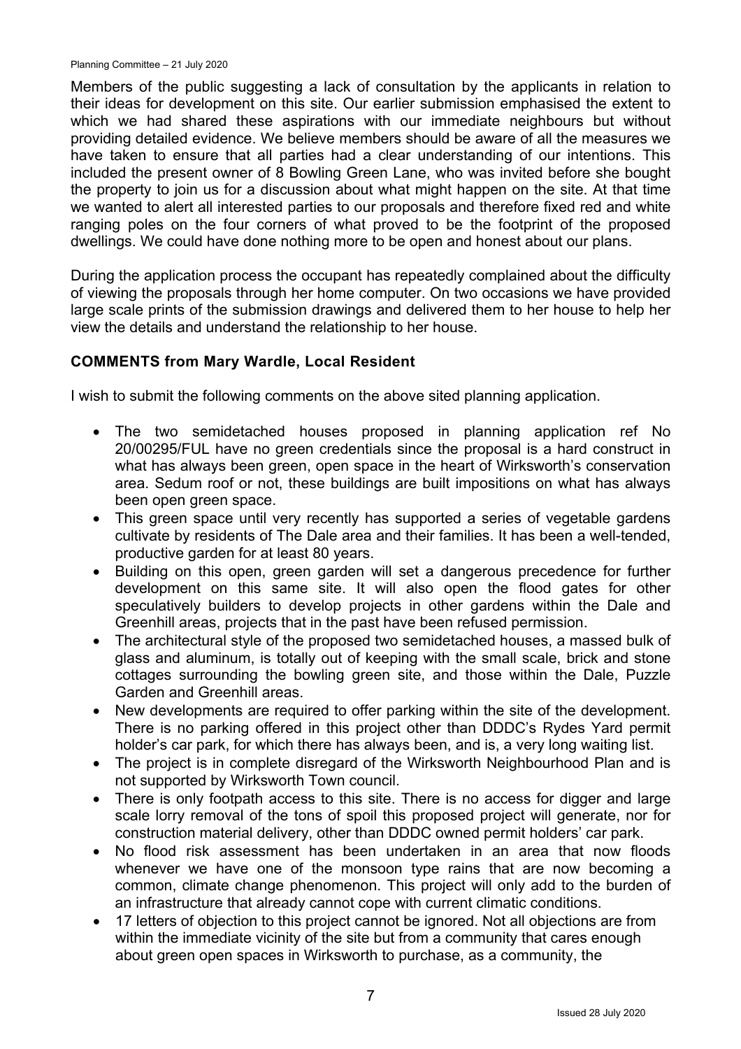Members of the public suggesting a lack of consultation by the applicants in relation to their ideas for development on this site. Our earlier submission emphasised the extent to which we had shared these aspirations with our immediate neighbours but without providing detailed evidence. We believe members should be aware of all the measures we have taken to ensure that all parties had a clear understanding of our intentions. This included the present owner of 8 Bowling Green Lane, who was invited before she bought the property to join us for a discussion about what might happen on the site. At that time we wanted to alert all interested parties to our proposals and therefore fixed red and white ranging poles on the four corners of what proved to be the footprint of the proposed dwellings. We could have done nothing more to be open and honest about our plans.

During the application process the occupant has repeatedly complained about the difficulty of viewing the proposals through her home computer. On two occasions we have provided large scale prints of the submission drawings and delivered them to her house to help her view the details and understand the relationship to her house.

**COMMENTS from Mary Wardle, Local Resident**

I wish to submit the following comments on the above sited planning application.

- The two semidetached houses proposed in planning application ref No 20/00295/FUL have no green credentials since the proposal is a hard construct in what has always been green, open space in the heart of Wirksworth's conservation area. Sedum roof or not, these buildings are built impositions on what has always been open green space.
- This green space until very recently has supported a series of vegetable gardens cultivate by residents of The Dale area and their families. It has been a well-tended, productive garden for at least 80 years.
- Building on this open, green garden will set a dangerous precedence for further development on this same site. It will also open the flood gates for other speculatively builders to develop projects in other gardens within the Dale and Greenhill areas, projects that in the past have been refused permission.
- The architectural style of the proposed two semidetached houses, a massed bulk of glass and aluminum, is totally out of keeping with the small scale, brick and stone cottages surrounding the bowling green site, and those within the Dale, Puzzle Garden and Greenhill areas.
- New developments are required to offer parking within the site of the development. There is no parking offered in this project other than DDDC's Rydes Yard permit holder's car park, for which there has always been, and is, a very long waiting list.
- The project is in complete disregard of the Wirksworth Neighbourhood Plan and is not supported by Wirksworth Town council.
- There is only footpath access to this site. There is no access for digger and large scale lorry removal of the tons of spoil this proposed project will generate, nor for construction material delivery, other than DDDC owned permit holders' car park.
- No flood risk assessment has been undertaken in an area that now floods whenever we have one of the monsoon type rains that are now becoming a common, climate change phenomenon. This project will only add to the burden of an infrastructure that already cannot cope with current climatic conditions.
- 17 letters of objection to this project cannot be ignored. Not all objections are from within the immediate vicinity of the site but from a community that cares enough about green open spaces in Wirksworth to purchase, as a community, the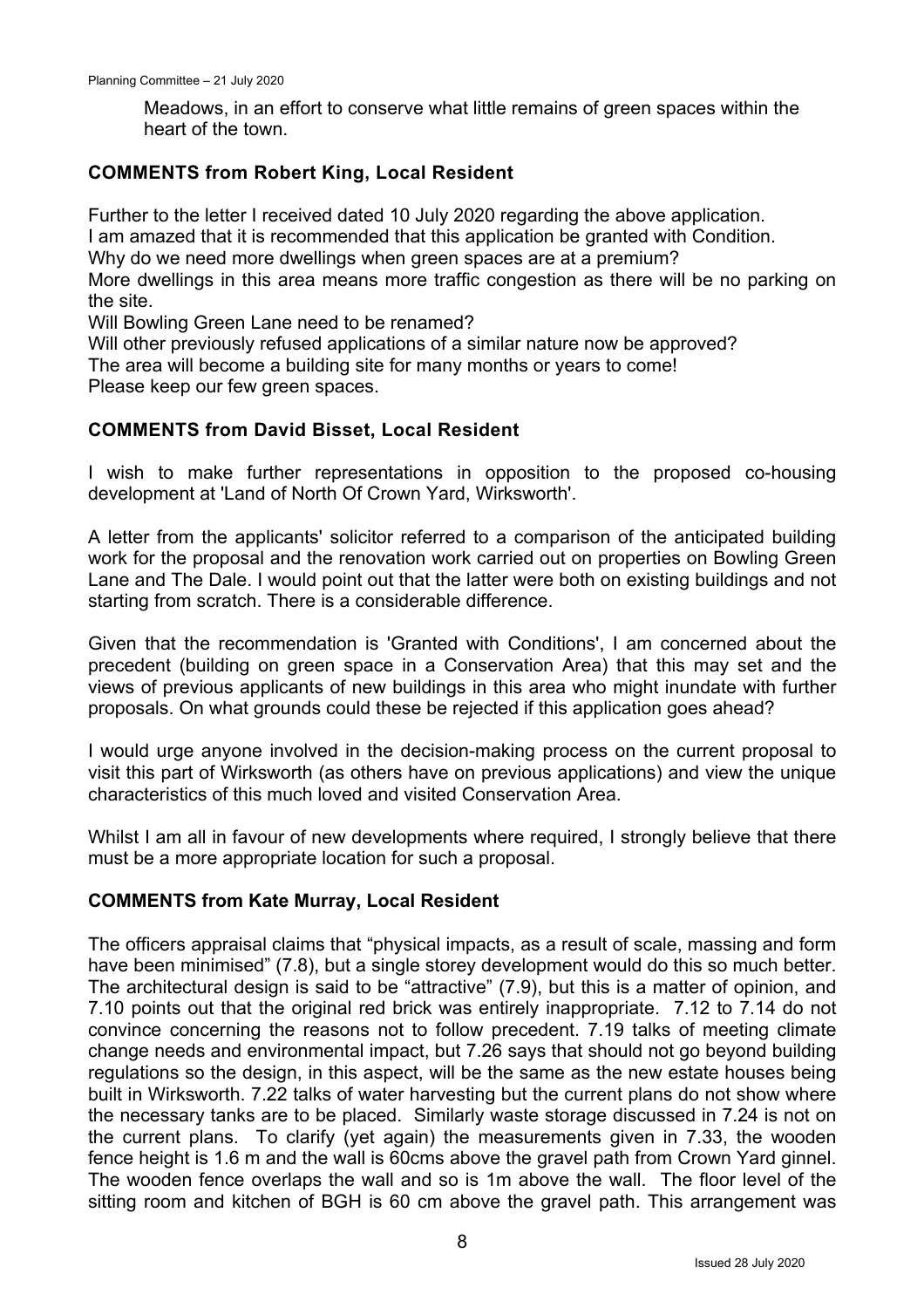Meadows, in an effort to conserve what little remains of green spaces within the heart of the town.

## COMMENTS from Robert King, Local Resident

Further to the letter I received dated 10 July 2020 regarding the above application.
I am amazed that it is recommended that this application be granted with Condition.
Why do we need more dwellings when green spaces are at a premium?
More dwellings in this area means more traffic congestion as there will be no parking on the site.
Will Bowling Green Lane need to be renamed?
Will other previously refused applications of a similar nature now be approved?
The area will become a building site for many months or years to come!
Please keep our few green spaces.

## COMMENTS from David Bisset, Local Resident

I wish to make further representations in opposition to the proposed co-housing development at 'Land of North Of Crown Yard, Wirksworth'.

A letter from the applicants' solicitor referred to a comparison of the anticipated building work for the proposal and the renovation work carried out on properties on Bowling Green Lane and The Dale. I would point out that the latter were both on existing buildings and not starting from scratch. There is a considerable difference.

Given that the recommendation is 'Granted with Conditions', I am concerned about the precedent (building on green space in a Conservation Area) that this may set and the views of previous applicants of new buildings in this area who might inundate with further proposals. On what grounds could these be rejected if this application goes ahead?

I would urge anyone involved in the decision-making process on the current proposal to visit this part of Wirksworth (as others have on previous applications) and view the unique characteristics of this much loved and visited Conservation Area.

Whilst I am all in favour of new developments where required, I strongly believe that there must be a more appropriate location for such a proposal.

## COMMENTS from Kate Murray, Local Resident

The officers appraisal claims that "physical impacts, as a result of scale, massing and form have been minimised" (7.8), but a single storey development would do this so much better. The architectural design is said to be "attractive" (7.9), but this is a matter of opinion, and 7.10 points out that the original red brick was entirely inappropriate. 7.12 to 7.14 do not convince concerning the reasons not to follow precedent. 7.19 talks of meeting climate change needs and environmental impact, but 7.26 says that should not go beyond building regulations so the design, in this aspect, will be the same as the new estate houses being built in Wirksworth. 7.22 talks of water harvesting but the current plans do not show where the necessary tanks are to be placed. Similarly waste storage discussed in 7.24 is not on the current plans. To clarify (yet again) the measurements given in 7.33, the wooden fence height is 1.6 m and the wall is 60cms above the gravel path from Crown Yard ginnel. The wooden fence overlaps the wall and so is 1m above the wall. The floor level of the sitting room and kitchen of BGH is 60 cm above the gravel path. This arrangement was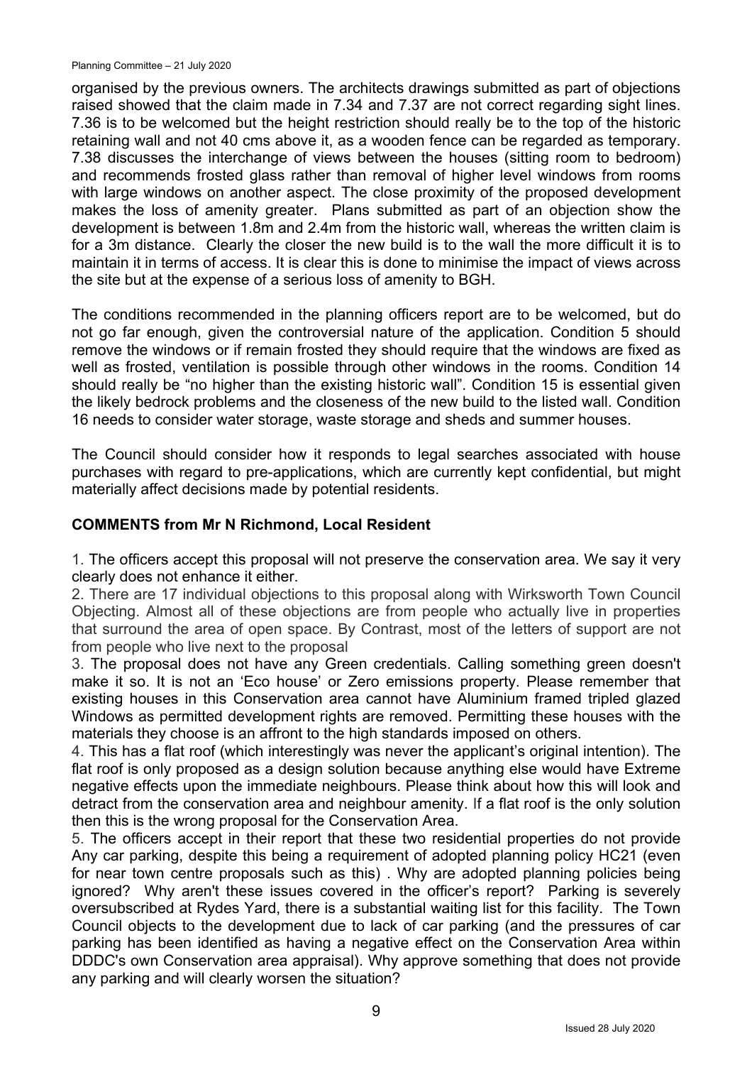organised by the previous owners. The architects drawings submitted as part of objections raised showed that the claim made in 7.34 and 7.37 are not correct regarding sight lines. 7.36 is to be welcomed but the height restriction should really be to the top of the historic retaining wall and not 40 cms above it, as a wooden fence can be regarded as temporary. 7.38 discusses the interchange of views between the houses (sitting room to bedroom) and recommends frosted glass rather than removal of higher level windows from rooms with large windows on another aspect. The close proximity of the proposed development makes the loss of amenity greater. Plans submitted as part of an objection show the development is between 1.8m and 2.4m from the historic wall, whereas the written claim is for a 3m distance. Clearly the closer the new build is to the wall the more difficult it is to maintain it in terms of access. It is clear this is done to minimise the impact of views across the site but at the expense of a serious loss of amenity to BGH.

The conditions recommended in the planning officers report are to be welcomed, but do not go far enough, given the controversial nature of the application. Condition 5 should remove the windows or if remain frosted they should require that the windows are fixed as well as frosted, ventilation is possible through other windows in the rooms. Condition 14 should really be "no higher than the existing historic wall". Condition 15 is essential given the likely bedrock problems and the closeness of the new build to the listed wall. Condition 16 needs to consider water storage, waste storage and sheds and summer houses.

The Council should consider how it responds to legal searches associated with house purchases with regard to pre-applications, which are currently kept confidential, but might materially affect decisions made by potential residents.

## COMMENTS from Mr N Richmond, Local Resident

1. The officers accept this proposal will not preserve the conservation area. We say it very clearly does not enhance it either.
2. There are 17 individual objections to this proposal along with Wirksworth Town Council Objecting. Almost all of these objections are from people who actually live in properties that surround the area of open space. By Contrast, most of the letters of support are not from people who live next to the proposal
3. The proposal does not have any Green credentials. Calling something green doesn't make it so. It is not an 'Eco house' or Zero emissions property. Please remember that existing houses in this Conservation area cannot have Aluminium framed tripled glazed Windows as permitted development rights are removed. Permitting these houses with the materials they choose is an affront to the high standards imposed on others.
4. This has a flat roof (which interestingly was never the applicant's original intention). The flat roof is only proposed as a design solution because anything else would have Extreme negative effects upon the immediate neighbours. Please think about how this will look and detract from the conservation area and neighbour amenity. If a flat roof is the only solution then this is the wrong proposal for the Conservation Area.
5. The officers accept in their report that these two residential properties do not provide Any car parking, despite this being a requirement of adopted planning policy HC21 (even for near town centre proposals such as this) . Why are adopted planning policies being ignored? Why aren't these issues covered in the officer's report? Parking is severely oversubscribed at Rydes Yard, there is a substantial waiting list for this facility. The Town Council objects to the development due to lack of car parking (and the pressures of car parking has been identified as having a negative effect on the Conservation Area within DDDC's own Conservation area appraisal). Why approve something that does not provide any parking and will clearly worsen the situation?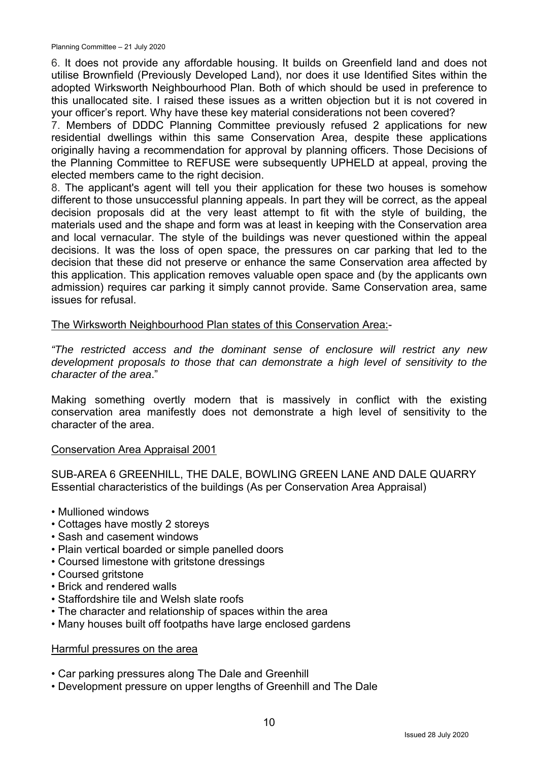6. It does not provide any affordable housing. It builds on Greenfield land and does not utilise Brownfield (Previously Developed Land), nor does it use Identified Sites within the adopted Wirksworth Neighbourhood Plan. Both of which should be used in preference to this unallocated site. I raised these issues as a written objection but it is not covered in your officer's report. Why have these key material considerations not been covered?

7. Members of DDDC Planning Committee previously refused 2 applications for new residential dwellings within this same Conservation Area, despite these applications originally having a recommendation for approval by planning officers. Those Decisions of the Planning Committee to REFUSE were subsequently UPHELD at appeal, proving the elected members came to the right decision.

8. The applicant's agent will tell you their application for these two houses is somehow different to those unsuccessful planning appeals. In part they will be correct, as the appeal decision proposals did at the very least attempt to fit with the style of building, the materials used and the shape and form was at least in keeping with the Conservation area and local vernacular. The style of the buildings was never questioned within the appeal decisions. It was the loss of open space, the pressures on car parking that led to the decision that these did not preserve or enhance the same Conservation area affected by this application. This application removes valuable open space and (by the applicants own admission) requires car parking it simply cannot provide. Same Conservation area, same issues for refusal.

The Wirksworth Neighbourhood Plan states of this Conservation Area:-

*"The restricted access and the dominant sense of enclosure will restrict any new development proposals to those that can demonstrate a high level of sensitivity to the character of the area*."

Making something overtly modern that is massively in conflict with the existing conservation area manifestly does not demonstrate a high level of sensitivity to the character of the area.

Conservation Area Appraisal 2001

SUB-AREA 6 GREENHILL, THE DALE, BOWLING GREEN LANE AND DALE QUARRY
Essential characteristics of the buildings (As per Conservation Area Appraisal)

- Mullioned windows
- Cottages have mostly 2 storeys
- Sash and casement windows
- Plain vertical boarded or simple panelled doors
- Coursed limestone with gritstone dressings
- Coursed gritstone
- Brick and rendered walls
- Staffordshire tile and Welsh slate roofs
- The character and relationship of spaces within the area
- Many houses built off footpaths have large enclosed gardens

Harmful pressures on the area

- Car parking pressures along The Dale and Greenhill
- Development pressure on upper lengths of Greenhill and The Dale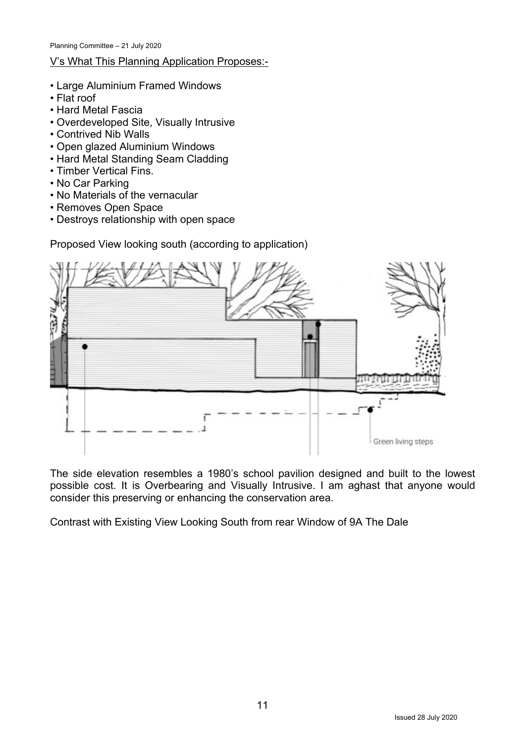V's What This Planning Application Proposes:-

- Large Aluminium Framed Windows
- Flat roof
- Hard Metal Fascia
- Overdeveloped Site, Visually Intrusive
- Contrived Nib Walls
- Open glazed Aluminium Windows
- Hard Metal Standing Seam Cladding
- Timber Vertical Fins.
- No Car Parking
- No Materials of the vernacular
- Removes Open Space
- Destroys relationship with open space

Proposed View looking south (according to application)

Green living steps

The side elevation resembles a 1980's school pavilion designed and built to the lowest possible cost. It is Overbearing and Visually Intrusive. I am aghast that anyone would consider this preserving or enhancing the conservation area.

Contrast with Existing View Looking South from rear Window of 9A The Dale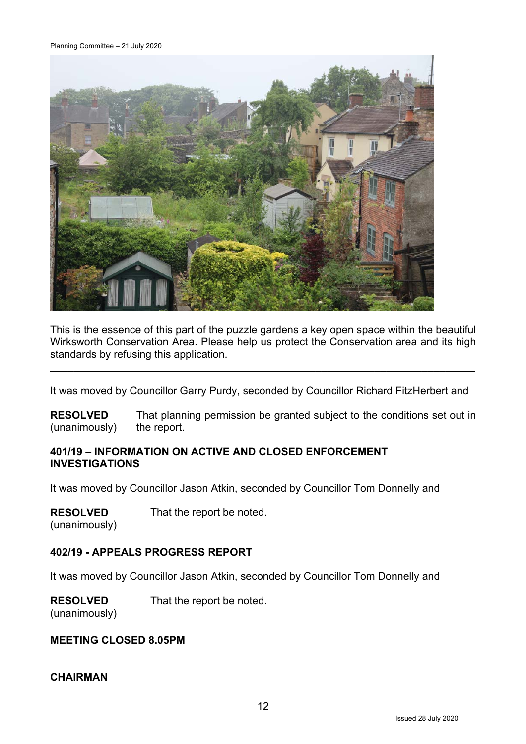This is the essence of this part of the puzzle gardens a key open space within the beautiful Wirksworth Conservation Area. Please help us protect the Conservation area and its high standards by refusing this application.

---

It was moved by Councillor Garry Purdy, seconded by Councillor Richard FitzHerbert and

**RESOLVED** (unanimously) That planning permission be granted subject to the conditions set out in the report.

## 401/19 – INFORMATION ON ACTIVE AND CLOSED ENFORCEMENT INVESTIGATIONS

It was moved by Councillor Jason Atkin, seconded by Councillor Tom Donnelly and

**RESOLVED** (unanimously) That the report be noted.

## 402/19 - APPEALS PROGRESS REPORT

It was moved by Councillor Jason Atkin, seconded by Councillor Tom Donnelly and

**RESOLVED** (unanimously) That the report be noted.

**MEETING CLOSED 8.05PM**

**CHAIRMAN**

Issued 28 July 2020